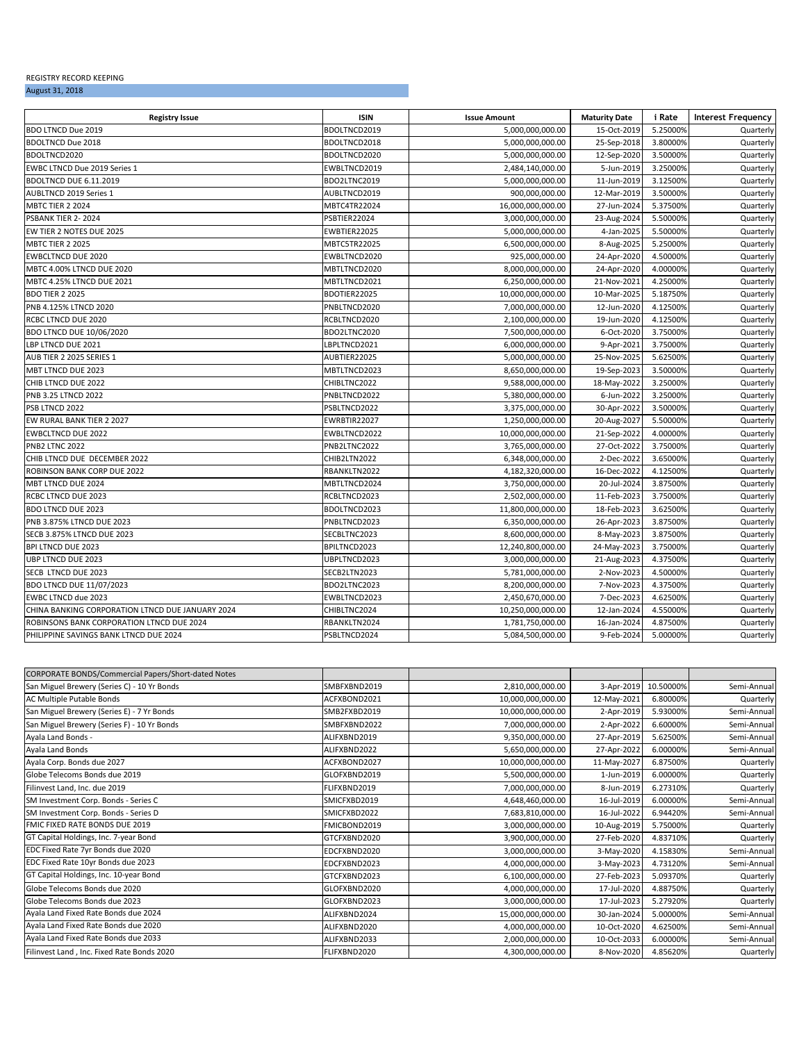REGISTRY RECORD KEEPING

August 31, 2018

| Registry Issue | ISIN | Issue Amount | Maturity Date | i Rate | Interest Frequency |
|---|---|---|---|---|---|
| BDO LTNCD Due 2019 | BDOLTNCD2019 | 5,000,000,000.00 | 15-Oct-2019 | 5.25000% | Quarterly |
| BDOLTNCD Due 2018 | BDOLTNCD2018 | 5,000,000,000.00 | 25-Sep-2018 | 3.80000% | Quarterly |
| BDOLTNCD2020 | BDOLTNCD2020 | 5,000,000,000.00 | 12-Sep-2020 | 3.50000% | Quarterly |
| EWBC LTNCD Due 2019 Series 1 | EWBLTNCD2019 | 2,484,140,000.00 | 5-Jun-2019 | 3.25000% | Quarterly |
| BDOLTNCD DUE 6.11.2019 | BDO2LTNC2019 | 5,000,000,000.00 | 11-Jun-2019 | 3.12500% | Quarterly |
| AUBLTNCD 2019 Series 1 | AUBLTNCD2019 | 900,000,000.00 | 12-Mar-2019 | 3.50000% | Quarterly |
| MBTC TIER 2 2024 | MBTC4TR22024 | 16,000,000,000.00 | 27-Jun-2024 | 5.37500% | Quarterly |
| PSBANK TIER 2- 2024 | PSBTIER22024 | 3,000,000,000.00 | 23-Aug-2024 | 5.50000% | Quarterly |
| EW TIER 2 NOTES DUE 2025 | EWBTIER22025 | 5,000,000,000.00 | 4-Jan-2025 | 5.50000% | Quarterly |
| MBTC TIER 2 2025 | MBTC5TR22025 | 6,500,000,000.00 | 8-Aug-2025 | 5.25000% | Quarterly |
| EWBCLTNCD DUE 2020 | EWBLTNCD2020 | 925,000,000.00 | 24-Apr-2020 | 4.50000% | Quarterly |
| MBTC 4.00% LTNCD DUE 2020 | MBTLTNCD2020 | 8,000,000,000.00 | 24-Apr-2020 | 4.00000% | Quarterly |
| MBTC 4.25% LTNCD DUE 2021 | MBTLTNCD2021 | 6,250,000,000.00 | 21-Nov-2021 | 4.25000% | Quarterly |
| BDO TIER 2 2025 | BDOTIER22025 | 10,000,000,000.00 | 10-Mar-2025 | 5.18750% | Quarterly |
| PNB 4.125% LTNCD 2020 | PNBLTNCD2020 | 7,000,000,000.00 | 12-Jun-2020 | 4.12500% | Quarterly |
| RCBC LTNCD DUE 2020 | RCBLTNCD2020 | 2,100,000,000.00 | 19-Jun-2020 | 4.12500% | Quarterly |
| BDO LTNCD DUE 10/06/2020 | BDO2LTNC2020 | 7,500,000,000.00 | 6-Oct-2020 | 3.75000% | Quarterly |
| LBP LTNCD DUE 2021 | LBPLTNCD2021 | 6,000,000,000.00 | 9-Apr-2021 | 3.75000% | Quarterly |
| AUB TIER 2 2025 SERIES 1 | AUBTIER22025 | 5,000,000,000.00 | 25-Nov-2025 | 5.62500% | Quarterly |
| MBT LTNCD DUE 2023 | MBTLTNCD2023 | 8,650,000,000.00 | 19-Sep-2023 | 3.50000% | Quarterly |
| CHIB LTNCD DUE 2022 | CHIBLTNC2022 | 9,588,000,000.00 | 18-May-2022 | 3.25000% | Quarterly |
| PNB 3.25 LTNCD 2022 | PNBLTNCD2022 | 5,380,000,000.00 | 6-Jun-2022 | 3.25000% | Quarterly |
| PSB LTNCD 2022 | PSBLTNCD2022 | 3,375,000,000.00 | 30-Apr-2022 | 3.50000% | Quarterly |
| EW RURAL BANK TIER 2 2027 | EWRBTIR22027 | 1,250,000,000.00 | 20-Aug-2027 | 5.50000% | Quarterly |
| EWBCLTNCD DUE 2022 | EWBLTNCD2022 | 10,000,000,000.00 | 21-Sep-2022 | 4.00000% | Quarterly |
| PNB2 LTNC 2022 | PNB2LTNC2022 | 3,765,000,000.00 | 27-Oct-2022 | 3.75000% | Quarterly |
| CHIB LTNCD DUE DECEMBER 2022 | CHIB2LTN2022 | 6,348,000,000.00 | 2-Dec-2022 | 3.65000% | Quarterly |
| ROBINSON BANK CORP DUE 2022 | RBANKLTN2022 | 4,182,320,000.00 | 16-Dec-2022 | 4.12500% | Quarterly |
| MBT LTNCD DUE 2024 | MBTLTNCD2024 | 3,750,000,000.00 | 20-Jul-2024 | 3.87500% | Quarterly |
| RCBC LTNCD DUE 2023 | RCBLTNCD2023 | 2,502,000,000.00 | 11-Feb-2023 | 3.75000% | Quarterly |
| BDO LTNCD DUE 2023 | BDOLTNCD2023 | 11,800,000,000.00 | 18-Feb-2023 | 3.62500% | Quarterly |
| PNB 3.875% LTNCD DUE 2023 | PNBLTNCD2023 | 6,350,000,000.00 | 26-Apr-2023 | 3.87500% | Quarterly |
| SECB 3.875% LTNCD DUE 2023 | SECBLTNC2023 | 8,600,000,000.00 | 8-May-2023 | 3.87500% | Quarterly |
| BPI LTNCD DUE 2023 | BPILTNCD2023 | 12,240,800,000.00 | 24-May-2023 | 3.75000% | Quarterly |
| UBP LTNCD DUE 2023 | UBPLTNCD2023 | 3,000,000,000.00 | 21-Aug-2023 | 4.37500% | Quarterly |
| SECB LTNCD DUE 2023 | SECB2LTN2023 | 5,781,000,000.00 | 2-Nov-2023 | 4.50000% | Quarterly |
| BDO LTNCD DUE 11/07/2023 | BDO2LTNC2023 | 8,200,000,000.00 | 7-Nov-2023 | 4.37500% | Quarterly |
| EWBC LTNCD due 2023 | EWBLTNCD2023 | 2,450,670,000.00 | 7-Dec-2023 | 4.62500% | Quarterly |
| CHINA BANKING CORPORATION LTNCD DUE JANUARY 2024 | CHIBLTNC2024 | 10,250,000,000.00 | 12-Jan-2024 | 4.55000% | Quarterly |
| ROBINSONS BANK CORPORATION LTNCD DUE 2024 | RBANKLTN2024 | 1,781,750,000.00 | 16-Jan-2024 | 4.87500% | Quarterly |
| PHILIPPINE SAVINGS BANK LTNCD DUE 2024 | PSBLTNCD2024 | 5,084,500,000.00 | 9-Feb-2024 | 5.00000% | Quarterly |

| CORPORATE BONDS/Commercial Papers/Short-dated Notes | | | | | |
|---|---|---|---|---|---|
| San Miguel Brewery (Series C) - 10 Yr Bonds | SMBFXBND2019 | 2,810,000,000.00 | 3-Apr-2019 | 10.50000% | Semi-Annual |
| AC Multiple Putable Bonds | ACFXBOND2021 | 10,000,000,000.00 | 12-May-2021 | 6.80000% | Quarterly |
| San Miguel Brewery (Series E) - 7 Yr Bonds | SMB2FXBD2019 | 10,000,000,000.00 | 2-Apr-2019 | 5.93000% | Semi-Annual |
| San Miguel Brewery (Series F) - 10 Yr Bonds | SMBFXBND2022 | 7,000,000,000.00 | 2-Apr-2022 | 6.60000% | Semi-Annual |
| Ayala Land Bonds - | ALIFXBND2019 | 9,350,000,000.00 | 27-Apr-2019 | 5.62500% | Semi-Annual |
| Ayala Land Bonds | ALIFXBND2022 | 5,650,000,000.00 | 27-Apr-2022 | 6.00000% | Semi-Annual |
| Ayala Corp. Bonds due 2027 | ACFXBOND2027 | 10,000,000,000.00 | 11-May-2027 | 6.87500% | Quarterly |
| Globe Telecoms Bonds due 2019 | GLOFXBND2019 | 5,500,000,000.00 | 1-Jun-2019 | 6.00000% | Quarterly |
| Filinvest Land, Inc. due 2019 | FLIFXBND2019 | 7,000,000,000.00 | 8-Jun-2019 | 6.27310% | Quarterly |
| SM Investment Corp. Bonds - Series C | SMICFXBD2019 | 4,648,460,000.00 | 16-Jul-2019 | 6.00000% | Semi-Annual |
| SM Investment Corp. Bonds - Series D | SMICFXBD2022 | 7,683,810,000.00 | 16-Jul-2022 | 6.94420% | Semi-Annual |
| FMIC FIXED RATE BONDS DUE 2019 | FMICBOND2019 | 3,000,000,000.00 | 10-Aug-2019 | 5.75000% | Quarterly |
| GT Capital Holdings, Inc. 7-year Bond | GTCFXBND2020 | 3,900,000,000.00 | 27-Feb-2020 | 4.83710% | Quarterly |
| EDC Fixed Rate 7yr Bonds due 2020 | EDCFXBND2020 | 3,000,000,000.00 | 3-May-2020 | 4.15830% | Semi-Annual |
| EDC Fixed Rate 10yr Bonds due 2023 | EDCFXBND2023 | 4,000,000,000.00 | 3-May-2023 | 4.73120% | Semi-Annual |
| GT Capital Holdings, Inc. 10-year Bond | GTCFXBND2023 | 6,100,000,000.00 | 27-Feb-2023 | 5.09370% | Quarterly |
| Globe Telecoms Bonds due 2020 | GLOFXBND2020 | 4,000,000,000.00 | 17-Jul-2020 | 4.88750% | Quarterly |
| Globe Telecoms Bonds due 2023 | GLOFXBND2023 | 3,000,000,000.00 | 17-Jul-2023 | 5.27920% | Quarterly |
| Ayala Land Fixed Rate Bonds due 2024 | ALIFXBND2024 | 15,000,000,000.00 | 30-Jan-2024 | 5.00000% | Semi-Annual |
| Ayala Land Fixed Rate Bonds due 2020 | ALIFXBND2020 | 4,000,000,000.00 | 10-Oct-2020 | 4.62500% | Semi-Annual |
| Ayala Land Fixed Rate Bonds due 2033 | ALIFXBND2033 | 2,000,000,000.00 | 10-Oct-2033 | 6.00000% | Semi-Annual |
| Filinvest Land , Inc. Fixed Rate Bonds 2020 | FLIFXBND2020 | 4,300,000,000.00 | 8-Nov-2020 | 4.85620% | Quarterly |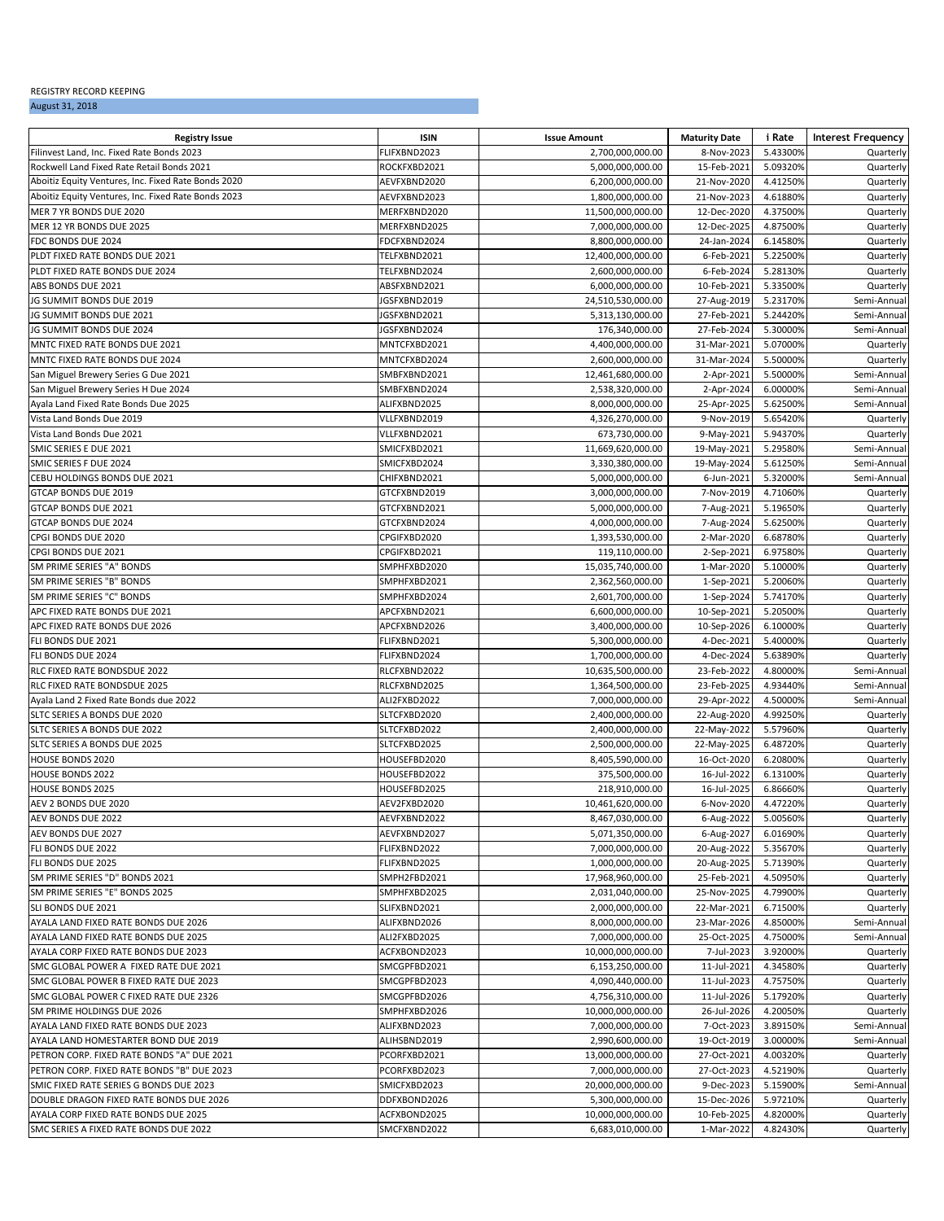REGISTRY RECORD KEEPING

August 31, 2018

| Registry Issue | ISIN | Issue Amount | Maturity Date | i Rate | Interest Frequency |
|---|---|---|---|---|---|
| Filinvest Land, Inc. Fixed Rate Bonds 2023 | FLIFXBND2023 | 2,700,000,000.00 | 8-Nov-2023 | 5.43300% | Quarterly |
| Rockwell Land Fixed Rate Retail Bonds 2021 | ROCKFXBD2021 | 5,000,000,000.00 | 15-Feb-2021 | 5.09320% | Quarterly |
| Aboitiz Equity Ventures, Inc. Fixed Rate Bonds 2020 | AEVFXBND2020 | 6,200,000,000.00 | 21-Nov-2020 | 4.41250% | Quarterly |
| Aboitiz Equity Ventures, Inc. Fixed Rate Bonds 2023 | AEVFXBND2023 | 1,800,000,000.00 | 21-Nov-2023 | 4.61880% | Quarterly |
| MER 7 YR BONDS DUE 2020 | MERFXBND2020 | 11,500,000,000.00 | 12-Dec-2020 | 4.37500% | Quarterly |
| MER 12 YR BONDS DUE 2025 | MERFXBND2025 | 7,000,000,000.00 | 12-Dec-2025 | 4.87500% | Quarterly |
| FDC BONDS DUE 2024 | FDCFXBND2024 | 8,800,000,000.00 | 24-Jan-2024 | 6.14580% | Quarterly |
| PLDT FIXED RATE BONDS DUE 2021 | TELFXBND2021 | 12,400,000,000.00 | 6-Feb-2021 | 5.22500% | Quarterly |
| PLDT FIXED RATE BONDS DUE 2024 | TELFXBND2024 | 2,600,000,000.00 | 6-Feb-2024 | 5.28130% | Quarterly |
| ABS BONDS DUE 2021 | ABSFXBND2021 | 6,000,000,000.00 | 10-Feb-2021 | 5.33500% | Quarterly |
| JG SUMMIT BONDS DUE 2019 | JGSFXBND2019 | 24,510,530,000.00 | 27-Aug-2019 | 5.23170% | Semi-Annual |
| JG SUMMIT BONDS DUE 2021 | JGSFXBND2021 | 5,313,130,000.00 | 27-Feb-2021 | 5.24420% | Semi-Annual |
| JG SUMMIT BONDS DUE 2024 | JGSFXBND2024 | 176,340,000.00 | 27-Feb-2024 | 5.30000% | Semi-Annual |
| MNTC FIXED RATE BONDS DUE 2021 | MNTCFXBD2021 | 4,400,000,000.00 | 31-Mar-2021 | 5.07000% | Quarterly |
| MNTC FIXED RATE BONDS DUE 2024 | MNTCFXBD2024 | 2,600,000,000.00 | 31-Mar-2024 | 5.50000% | Quarterly |
| San Miguel Brewery Series G Due 2021 | SMBFXBND2021 | 12,461,680,000.00 | 2-Apr-2021 | 5.50000% | Semi-Annual |
| San Miguel Brewery Series H Due 2024 | SMBFXBND2024 | 2,538,320,000.00 | 2-Apr-2024 | 6.00000% | Semi-Annual |
| Ayala Land Fixed Rate Bonds Due 2025 | ALIFXBND2025 | 8,000,000,000.00 | 25-Apr-2025 | 5.62500% | Semi-Annual |
| Vista Land Bonds Due 2019 | VLLFXBND2019 | 4,326,270,000.00 | 9-Nov-2019 | 5.65420% | Quarterly |
| Vista Land Bonds Due 2021 | VLLFXBND2021 | 673,730,000.00 | 9-May-2021 | 5.94370% | Quarterly |
| SMIC SERIES E DUE 2021 | SMICFXBD2021 | 11,669,620,000.00 | 19-May-2021 | 5.29580% | Semi-Annual |
| SMIC SERIES F DUE 2024 | SMICFXBD2024 | 3,330,380,000.00 | 19-May-2024 | 5.61250% | Semi-Annual |
| CEBU HOLDINGS BONDS DUE 2021 | CHIFXBND2021 | 5,000,000,000.00 | 6-Jun-2021 | 5.32000% | Semi-Annual |
| GTCAP BONDS DUE 2019 | GTCFXBND2019 | 3,000,000,000.00 | 7-Nov-2019 | 4.71060% | Quarterly |
| GTCAP BONDS DUE 2021 | GTCFXBND2021 | 5,000,000,000.00 | 7-Aug-2021 | 5.19650% | Quarterly |
| GTCAP BONDS DUE 2024 | GTCFXBND2024 | 4,000,000,000.00 | 7-Aug-2024 | 5.62500% | Quarterly |
| CPGI BONDS DUE 2020 | CPGIFXBD2020 | 1,393,530,000.00 | 2-Mar-2020 | 6.68780% | Quarterly |
| CPGI BONDS DUE 2021 | CPGIFXBD2021 | 119,110,000.00 | 2-Sep-2021 | 6.97580% | Quarterly |
| SM PRIME SERIES "A" BONDS | SMPHFXBD2020 | 15,035,740,000.00 | 1-Mar-2020 | 5.10000% | Quarterly |
| SM PRIME SERIES "B" BONDS | SMPHFXBD2021 | 2,362,560,000.00 | 1-Sep-2021 | 5.20060% | Quarterly |
| SM PRIME SERIES "C" BONDS | SMPHFXBD2024 | 2,601,700,000.00 | 1-Sep-2024 | 5.74170% | Quarterly |
| APC FIXED RATE BONDS DUE 2021 | APCFXBND2021 | 6,600,000,000.00 | 10-Sep-2021 | 5.20500% | Quarterly |
| APC FIXED RATE BONDS DUE 2026 | APCFXBND2026 | 3,400,000,000.00 | 10-Sep-2026 | 6.10000% | Quarterly |
| FLI BONDS DUE 2021 | FLIFXBND2021 | 5,300,000,000.00 | 4-Dec-2021 | 5.40000% | Quarterly |
| FLI BONDS DUE 2024 | FLIFXBND2024 | 1,700,000,000.00 | 4-Dec-2024 | 5.63890% | Quarterly |
| RLC FIXED RATE BONDSDUE 2022 | RLCFXBND2022 | 10,635,500,000.00 | 23-Feb-2022 | 4.80000% | Semi-Annual |
| RLC FIXED RATE BONDSDUE 2025 | RLCFXBND2025 | 1,364,500,000.00 | 23-Feb-2025 | 4.93440% | Semi-Annual |
| Ayala Land 2 Fixed Rate Bonds due 2022 | ALI2FXBD2022 | 7,000,000,000.00 | 29-Apr-2022 | 4.50000% | Semi-Annual |
| SLTC SERIES A BONDS DUE 2020 | SLTCFXBD2020 | 2,400,000,000.00 | 22-Aug-2020 | 4.99250% | Quarterly |
| SLTC SERIES A BONDS DUE 2022 | SLTCFXBD2022 | 2,400,000,000.00 | 22-May-2022 | 5.57960% | Quarterly |
| SLTC SERIES A BONDS DUE 2025 | SLTCFXBD2025 | 2,500,000,000.00 | 22-May-2025 | 6.48720% | Quarterly |
| HOUSE BONDS 2020 | HOUSEFBD2020 | 8,405,590,000.00 | 16-Oct-2020 | 6.20800% | Quarterly |
| HOUSE BONDS 2022 | HOUSEFBD2022 | 375,500,000.00 | 16-Jul-2022 | 6.13100% | Quarterly |
| HOUSE BONDS 2025 | HOUSEFBD2025 | 218,910,000.00 | 16-Jul-2025 | 6.86660% | Quarterly |
| AEV 2 BONDS DUE 2020 | AEV2FXBD2020 | 10,461,620,000.00 | 6-Nov-2020 | 4.47220% | Quarterly |
| AEV BONDS DUE 2022 | AEVFXBND2022 | 8,467,030,000.00 | 6-Aug-2022 | 5.00560% | Quarterly |
| AEV BONDS DUE 2027 | AEVFXBND2027 | 5,071,350,000.00 | 6-Aug-2027 | 6.01690% | Quarterly |
| FLI BONDS DUE 2022 | FLIFXBND2022 | 7,000,000,000.00 | 20-Aug-2022 | 5.35670% | Quarterly |
| FLI BONDS DUE 2025 | FLIFXBND2025 | 1,000,000,000.00 | 20-Aug-2025 | 5.71390% | Quarterly |
| SM PRIME SERIES "D" BONDS 2021 | SMPH2FBD2021 | 17,968,960,000.00 | 25-Feb-2021 | 4.50950% | Quarterly |
| SM PRIME SERIES "E" BONDS 2025 | SMPHFXBD2025 | 2,031,040,000.00 | 25-Nov-2025 | 4.79900% | Quarterly |
| SLI BONDS DUE 2021 | SLIFXBND2021 | 2,000,000,000.00 | 22-Mar-2021 | 6.71500% | Quarterly |
| AYALA LAND FIXED RATE BONDS DUE 2026 | ALIFXBND2026 | 8,000,000,000.00 | 23-Mar-2026 | 4.85000% | Semi-Annual |
| AYALA LAND FIXED RATE BONDS DUE 2025 | ALI2FXBD2025 | 7,000,000,000.00 | 25-Oct-2025 | 4.75000% | Semi-Annual |
| AYALA CORP FIXED RATE BONDS DUE 2023 | ACFXBOND2023 | 10,000,000,000.00 | 7-Jul-2023 | 3.92000% | Quarterly |
| SMC GLOBAL POWER A FIXED RATE DUE 2021 | SMCGPFBD2021 | 6,153,250,000.00 | 11-Jul-2021 | 4.34580% | Quarterly |
| SMC GLOBAL POWER B FIXED RATE DUE 2023 | SMCGPFBD2023 | 4,090,440,000.00 | 11-Jul-2023 | 4.75750% | Quarterly |
| SMC GLOBAL POWER C FIXED RATE DUE 2326 | SMCGPFBD2026 | 4,756,310,000.00 | 11-Jul-2026 | 5.17920% | Quarterly |
| SM PRIME HOLDINGS DUE 2026 | SMPHFXBD2026 | 10,000,000,000.00 | 26-Jul-2026 | 4.20050% | Quarterly |
| AYALA LAND FIXED RATE BONDS DUE 2023 | ALIFXBND2023 | 7,000,000,000.00 | 7-Oct-2023 | 3.89150% | Semi-Annual |
| AYALA LAND HOMESTARTER BOND DUE 2019 | ALIHSBND2019 | 2,990,600,000.00 | 19-Oct-2019 | 3.00000% | Semi-Annual |
| PETRON CORP. FIXED RATE BONDS "A" DUE 2021 | PCORFXBD2021 | 13,000,000,000.00 | 27-Oct-2021 | 4.00320% | Quarterly |
| PETRON CORP. FIXED RATE BONDS "B" DUE 2023 | PCORFXBD2023 | 7,000,000,000.00 | 27-Oct-2023 | 4.52190% | Quarterly |
| SMIC FIXED RATE SERIES G BONDS DUE 2023 | SMICFXBD2023 | 20,000,000,000.00 | 9-Dec-2023 | 5.15900% | Semi-Annual |
| DOUBLE DRAGON FIXED RATE BONDS DUE 2026 | DDFXBOND2026 | 5,300,000,000.00 | 15-Dec-2026 | 5.97210% | Quarterly |
| AYALA CORP FIXED RATE BONDS DUE 2025 | ACFXBOND2025 | 10,000,000,000.00 | 10-Feb-2025 | 4.82000% | Quarterly |
| SMC SERIES A FIXED RATE BONDS DUE 2022 | SMCFXBND2022 | 6,683,010,000.00 | 1-Mar-2022 | 4.82430% | Quarterly |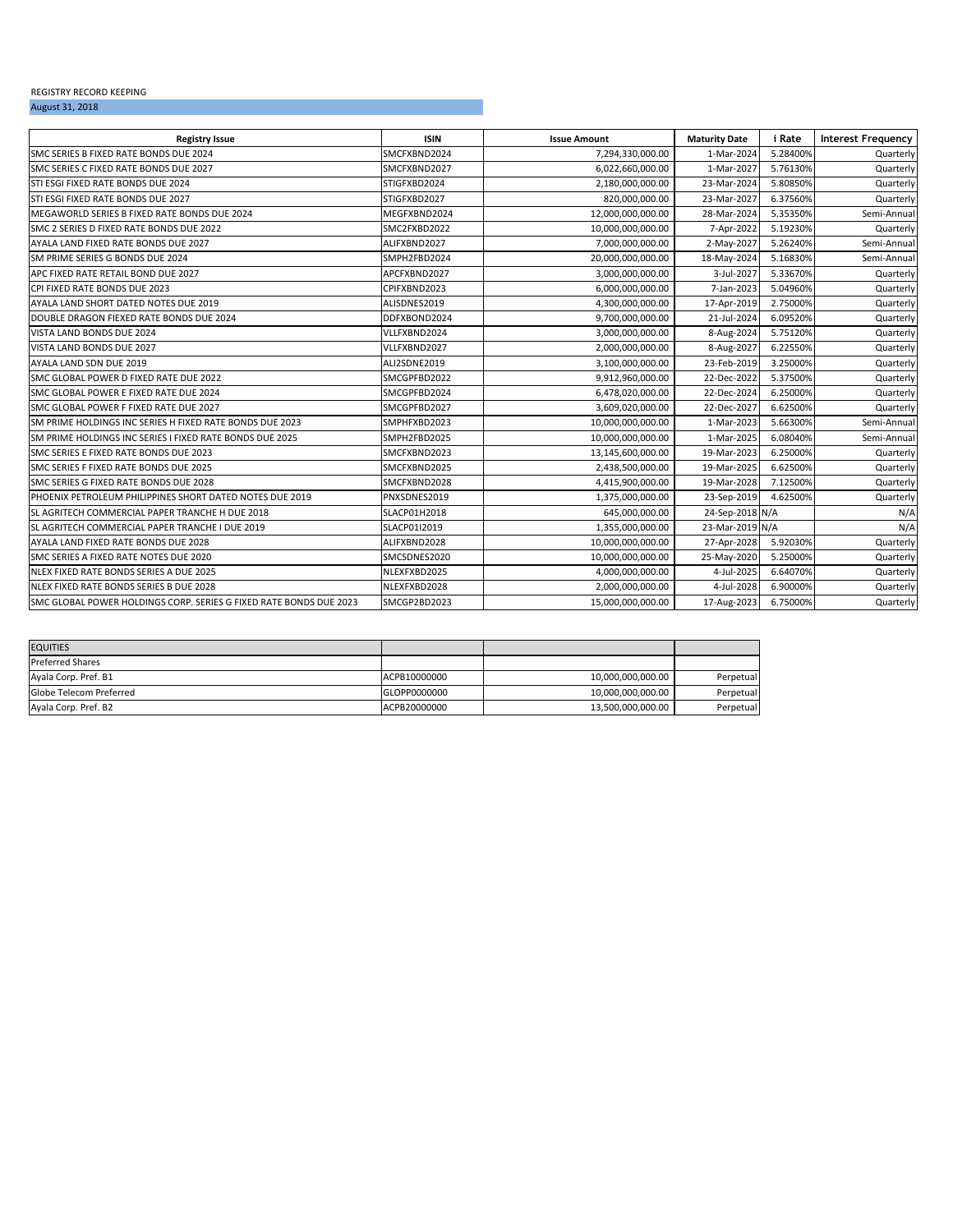REGISTRY RECORD KEEPING

August 31, 2018

| Registry Issue | ISIN | Issue Amount | Maturity Date | i Rate | Interest Frequency |
|---|---|---|---|---|---|
| SMC SERIES B FIXED RATE BONDS DUE 2024 | SMCFXBND2024 | 7,294,330,000.00 | 1-Mar-2024 | 5.28400% | Quarterly |
| SMC SERIES C FIXED RATE BONDS DUE 2027 | SMCFXBND2027 | 6,022,660,000.00 | 1-Mar-2027 | 5.76130% | Quarterly |
| STI ESGI FIXED RATE BONDS DUE 2024 | STIGFXBD2024 | 2,180,000,000.00 | 23-Mar-2024 | 5.80850% | Quarterly |
| STI ESGI FIXED RATE BONDS DUE 2027 | STIGFXBD2027 | 820,000,000.00 | 23-Mar-2027 | 6.37560% | Quarterly |
| MEGAWORLD SERIES B FIXED RATE BONDS DUE 2024 | MEGFXBND2024 | 12,000,000,000.00 | 28-Mar-2024 | 5.35350% | Semi-Annual |
| SMC 2 SERIES D FIXED RATE BONDS DUE 2022 | SMC2FXBD2022 | 10,000,000,000.00 | 7-Apr-2022 | 5.19230% | Quarterly |
| AYALA LAND FIXED RATE BONDS DUE 2027 | ALIFXBND2027 | 7,000,000,000.00 | 2-May-2027 | 5.26240% | Semi-Annual |
| SM PRIME SERIES G BONDS DUE 2024 | SMPH2FBD2024 | 20,000,000,000.00 | 18-May-2024 | 5.16830% | Semi-Annual |
| APC FIXED RATE RETAIL BOND DUE 2027 | APCFXBND2027 | 3,000,000,000.00 | 3-Jul-2027 | 5.33670% | Quarterly |
| CPI FIXED RATE BONDS DUE 2023 | CPIFXBND2023 | 6,000,000,000.00 | 7-Jan-2023 | 5.04960% | Quarterly |
| AYALA LAND SHORT DATED NOTES DUE 2019 | ALISDNES2019 | 4,300,000,000.00 | 17-Apr-2019 | 2.75000% | Quarterly |
| DOUBLE DRAGON FIEXED RATE BONDS DUE 2024 | DDFXBOND2024 | 9,700,000,000.00 | 21-Jul-2024 | 6.09520% | Quarterly |
| VISTA LAND BONDS DUE 2024 | VLLFXBND2024 | 3,000,000,000.00 | 8-Aug-2024 | 5.75120% | Quarterly |
| VISTA LAND BONDS DUE 2027 | VLLFXBND2027 | 2,000,000,000.00 | 8-Aug-2027 | 6.22550% | Quarterly |
| AYALA LAND SDN DUE 2019 | ALI2SDNE2019 | 3,100,000,000.00 | 23-Feb-2019 | 3.25000% | Quarterly |
| SMC GLOBAL POWER D FIXED RATE DUE 2022 | SMCGPFBD2022 | 9,912,960,000.00 | 22-Dec-2022 | 5.37500% | Quarterly |
| SMC GLOBAL POWER E FIXED RATE DUE 2024 | SMCGPFBD2024 | 6,478,020,000.00 | 22-Dec-2024 | 6.25000% | Quarterly |
| SMC GLOBAL POWER F FIXED RATE DUE 2027 | SMCGPFBD2027 | 3,609,020,000.00 | 22-Dec-2027 | 6.62500% | Quarterly |
| SM PRIME HOLDINGS INC SERIES H FIXED RATE BONDS DUE 2023 | SMPHFXBD2023 | 10,000,000,000.00 | 1-Mar-2023 | 5.66300% | Semi-Annual |
| SM PRIME HOLDINGS INC SERIES I FIXED RATE BONDS DUE 2025 | SMPH2FBD2025 | 10,000,000,000.00 | 1-Mar-2025 | 6.08040% | Semi-Annual |
| SMC SERIES E FIXED RATE BONDS DUE 2023 | SMCFXBND2023 | 13,145,600,000.00 | 19-Mar-2023 | 6.25000% | Quarterly |
| SMC SERIES F FIXED RATE BONDS DUE 2025 | SMCFXBND2025 | 2,438,500,000.00 | 19-Mar-2025 | 6.62500% | Quarterly |
| SMC SERIES G FIXED RATE BONDS DUE 2028 | SMCFXBND2028 | 4,415,900,000.00 | 19-Mar-2028 | 7.12500% | Quarterly |
| PHOENIX PETROLEUM PHILIPPINES SHORT DATED NOTES DUE 2019 | PNXSDNES2019 | 1,375,000,000.00 | 23-Sep-2019 | 4.62500% | Quarterly |
| SL AGRITECH COMMERCIAL PAPER TRANCHE H DUE 2018 | SLACP01H2018 | 645,000,000.00 | 24-Sep-2018 | N/A | N/A |
| SL AGRITECH COMMERCIAL PAPER TRANCHE I DUE 2019 | SLACP01I2019 | 1,355,000,000.00 | 23-Mar-2019 | N/A | N/A |
| AYALA LAND FIXED RATE BONDS DUE 2028 | ALIFXBND2028 | 10,000,000,000.00 | 27-Apr-2028 | 5.92030% | Quarterly |
| SMC SERIES A FIXED RATE NOTES DUE 2020 | SMCSDNES2020 | 10,000,000,000.00 | 25-May-2020 | 5.25000% | Quarterly |
| NLEX FIXED RATE BONDS SERIES A DUE 2025 | NLEXFXBD2025 | 4,000,000,000.00 | 4-Jul-2025 | 6.64070% | Quarterly |
| NLEX FIXED RATE BONDS SERIES B DUE 2028 | NLEXFXBD2028 | 2,000,000,000.00 | 4-Jul-2028 | 6.90000% | Quarterly |
| SMC GLOBAL POWER HOLDINGS CORP. SERIES G FIXED RATE BONDS DUE 2023 | SMCGP2BD2023 | 15,000,000,000.00 | 17-Aug-2023 | 6.75000% | Quarterly |

| EQUITIES | | | |
|---|---|---|---|
| Preferred Shares | | | |
| Ayala Corp. Pref. B1 | ACPB10000000 | 10,000,000,000.00 | Perpetual |
| Globe Telecom Preferred | GLOPP0000000 | 10,000,000,000.00 | Perpetual |
| Ayala Corp. Pref. B2 | ACPB20000000 | 13,500,000,000.00 | Perpetual |